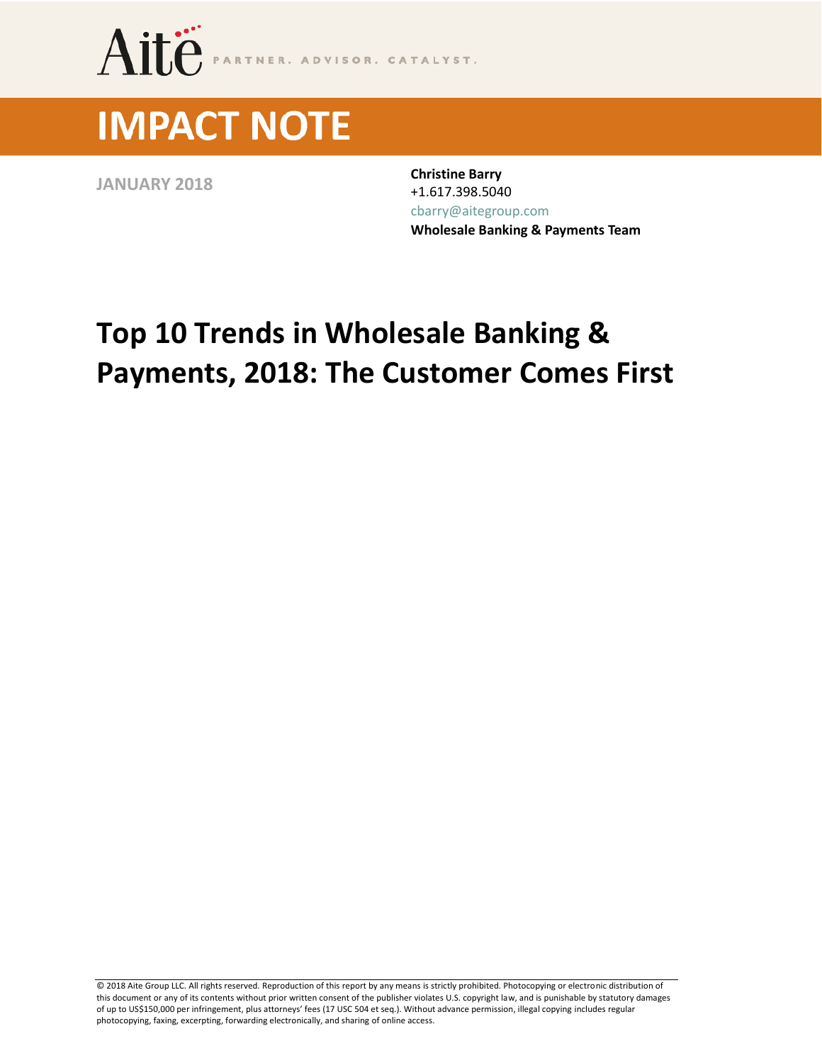Aite PARTNER. ADVISOR. CATALYST.

# IMPACT NOTE

**JANUARY 2018**

**Christine Barry**
+1.617.398.5040
cbarry@aitegroup.com
**Wholesale Banking & Payments Team**

# Top 10 Trends in Wholesale Banking & Payments, 2018: The Customer Comes First

© 2018 Aite Group LLC. All rights reserved. Reproduction of this report by any means is strictly prohibited. Photocopying or electronic distribution of this document or any of its contents without prior written consent of the publisher violates U.S. copyright law, and is punishable by statutory damages of up to US$150,000 per infringement, plus attorneys' fees (17 USC 504 et seq.). Without advance permission, illegal copying includes regular photocopying, faxing, excerpting, forwarding electronically, and sharing of online access.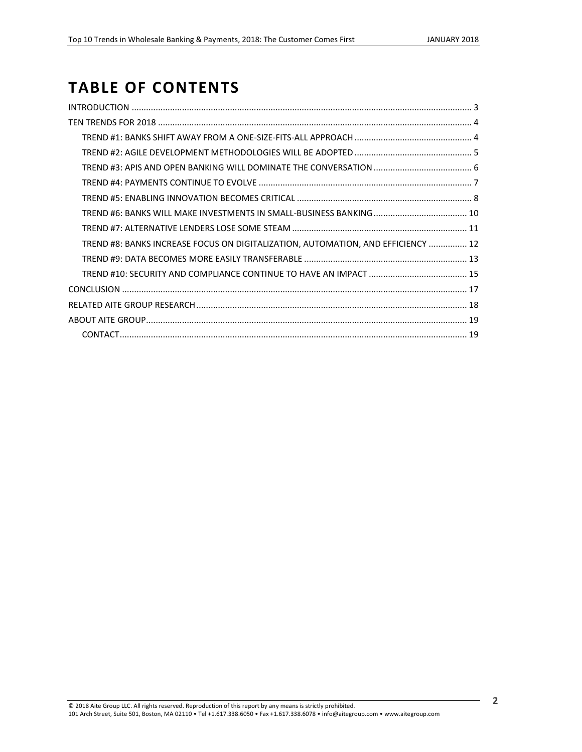# TABLE OF CONTENTS

- INTRODUCTION ..... 3
- TEN TRENDS FOR 2018 ..... 4
  - TREND #1: BANKS SHIFT AWAY FROM A ONE-SIZE-FITS-ALL APPROACH ..... 4
  - TREND #2: AGILE DEVELOPMENT METHODOLOGIES WILL BE ADOPTED ..... 5
  - TREND #3: APIS AND OPEN BANKING WILL DOMINATE THE CONVERSATION ..... 6
  - TREND #4: PAYMENTS CONTINUE TO EVOLVE ..... 7
  - TREND #5: ENABLING INNOVATION BECOMES CRITICAL ..... 8
  - TREND #6: BANKS WILL MAKE INVESTMENTS IN SMALL-BUSINESS BANKING ..... 10
  - TREND #7: ALTERNATIVE LENDERS LOSE SOME STEAM ..... 11
  - TREND #8: BANKS INCREASE FOCUS ON DIGITALIZATION, AUTOMATION, AND EFFICIENCY ..... 12
  - TREND #9: DATA BECOMES MORE EASILY TRANSFERABLE ..... 13
  - TREND #10: SECURITY AND COMPLIANCE CONTINUE TO HAVE AN IMPACT ..... 15
- CONCLUSION ..... 17
- RELATED AITE GROUP RESEARCH ..... 18
- ABOUT AITE GROUP ..... 19
  - CONTACT ..... 19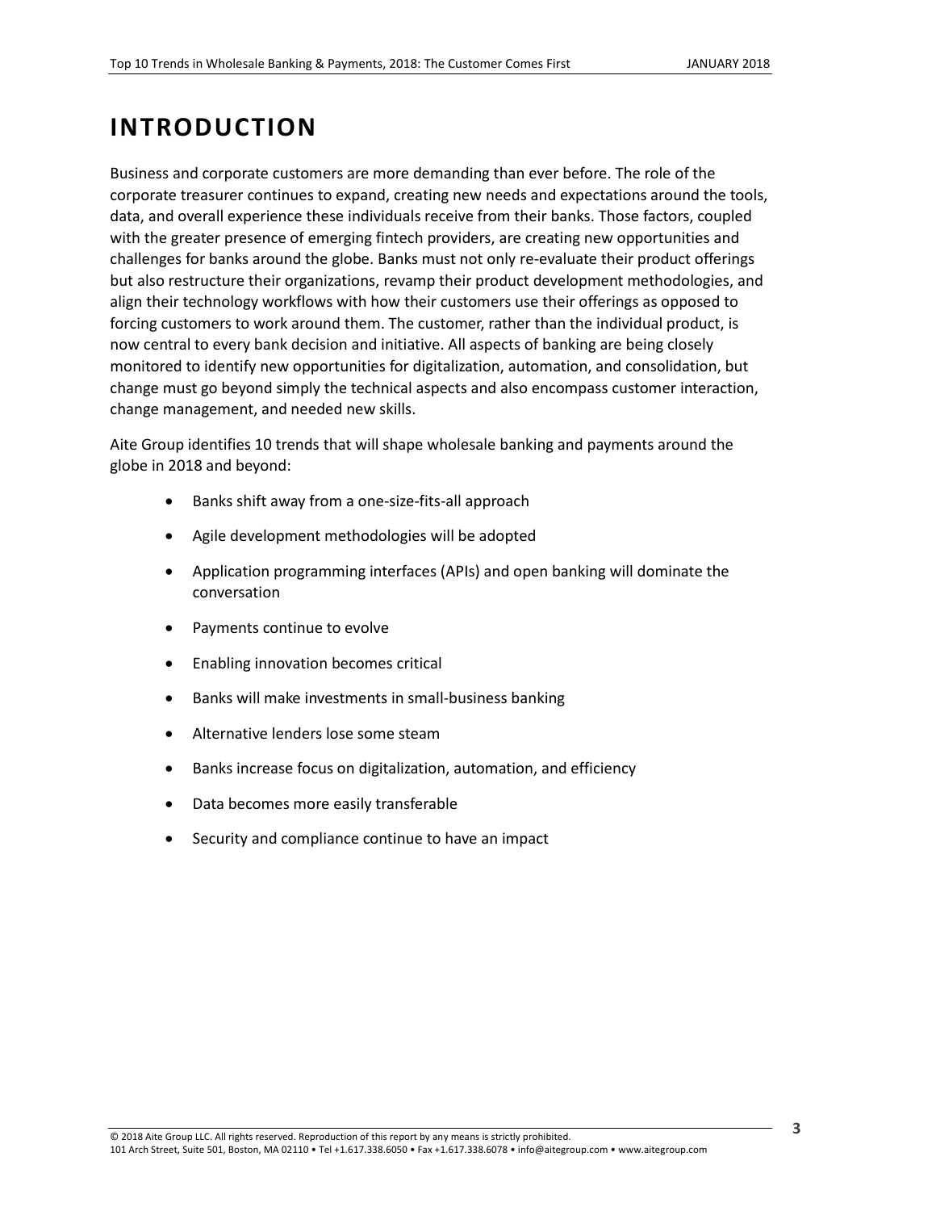# INTRODUCTION

Business and corporate customers are more demanding than ever before. The role of the corporate treasurer continues to expand, creating new needs and expectations around the tools, data, and overall experience these individuals receive from their banks. Those factors, coupled with the greater presence of emerging fintech providers, are creating new opportunities and challenges for banks around the globe. Banks must not only re-evaluate their product offerings but also restructure their organizations, revamp their product development methodologies, and align their technology workflows with how their customers use their offerings as opposed to forcing customers to work around them. The customer, rather than the individual product, is now central to every bank decision and initiative. All aspects of banking are being closely monitored to identify new opportunities for digitalization, automation, and consolidation, but change must go beyond simply the technical aspects and also encompass customer interaction, change management, and needed new skills.

Aite Group identifies 10 trends that will shape wholesale banking and payments around the globe in 2018 and beyond:

- Banks shift away from a one-size-fits-all approach
- Agile development methodologies will be adopted
- Application programming interfaces (APIs) and open banking will dominate the conversation
- Payments continue to evolve
- Enabling innovation becomes critical
- Banks will make investments in small-business banking
- Alternative lenders lose some steam
- Banks increase focus on digitalization, automation, and efficiency
- Data becomes more easily transferable
- Security and compliance continue to have an impact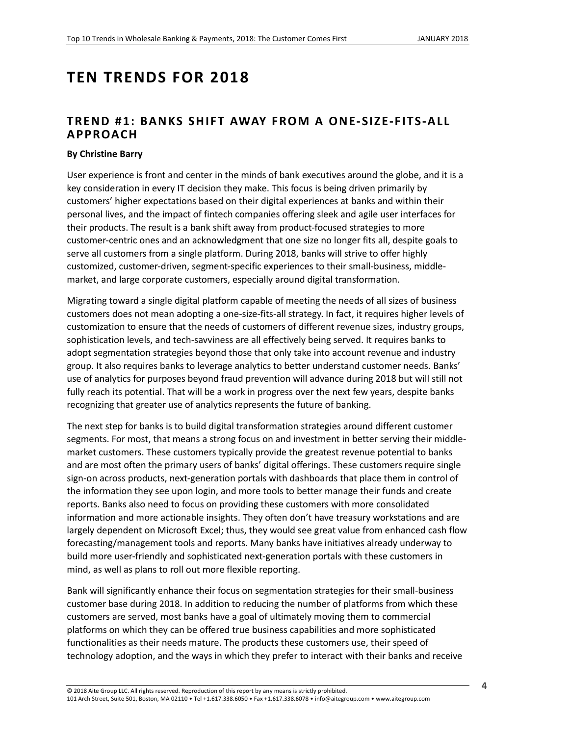# TEN TRENDS FOR 2018

## TREND #1: BANKS SHIFT AWAY FROM A ONE-SIZE-FITS-ALL APPROACH

**By Christine Barry**

User experience is front and center in the minds of bank executives around the globe, and it is a key consideration in every IT decision they make. This focus is being driven primarily by customers' higher expectations based on their digital experiences at banks and within their personal lives, and the impact of fintech companies offering sleek and agile user interfaces for their products. The result is a bank shift away from product-focused strategies to more customer-centric ones and an acknowledgment that one size no longer fits all, despite goals to serve all customers from a single platform. During 2018, banks will strive to offer highly customized, customer-driven, segment-specific experiences to their small-business, middle-market, and large corporate customers, especially around digital transformation.

Migrating toward a single digital platform capable of meeting the needs of all sizes of business customers does not mean adopting a one-size-fits-all strategy. In fact, it requires higher levels of customization to ensure that the needs of customers of different revenue sizes, industry groups, sophistication levels, and tech-savviness are all effectively being served. It requires banks to adopt segmentation strategies beyond those that only take into account revenue and industry group. It also requires banks to leverage analytics to better understand customer needs. Banks' use of analytics for purposes beyond fraud prevention will advance during 2018 but will still not fully reach its potential. That will be a work in progress over the next few years, despite banks recognizing that greater use of analytics represents the future of banking.

The next step for banks is to build digital transformation strategies around different customer segments. For most, that means a strong focus on and investment in better serving their middle-market customers. These customers typically provide the greatest revenue potential to banks and are most often the primary users of banks' digital offerings. These customers require single sign-on across products, next-generation portals with dashboards that place them in control of the information they see upon login, and more tools to better manage their funds and create reports. Banks also need to focus on providing these customers with more consolidated information and more actionable insights. They often don't have treasury workstations and are largely dependent on Microsoft Excel; thus, they would see great value from enhanced cash flow forecasting/management tools and reports. Many banks have initiatives already underway to build more user-friendly and sophisticated next-generation portals with these customers in mind, as well as plans to roll out more flexible reporting.

Bank will significantly enhance their focus on segmentation strategies for their small-business customer base during 2018. In addition to reducing the number of platforms from which these customers are served, most banks have a goal of ultimately moving them to commercial platforms on which they can be offered true business capabilities and more sophisticated functionalities as their needs mature. The products these customers use, their speed of technology adoption, and the ways in which they prefer to interact with their banks and receive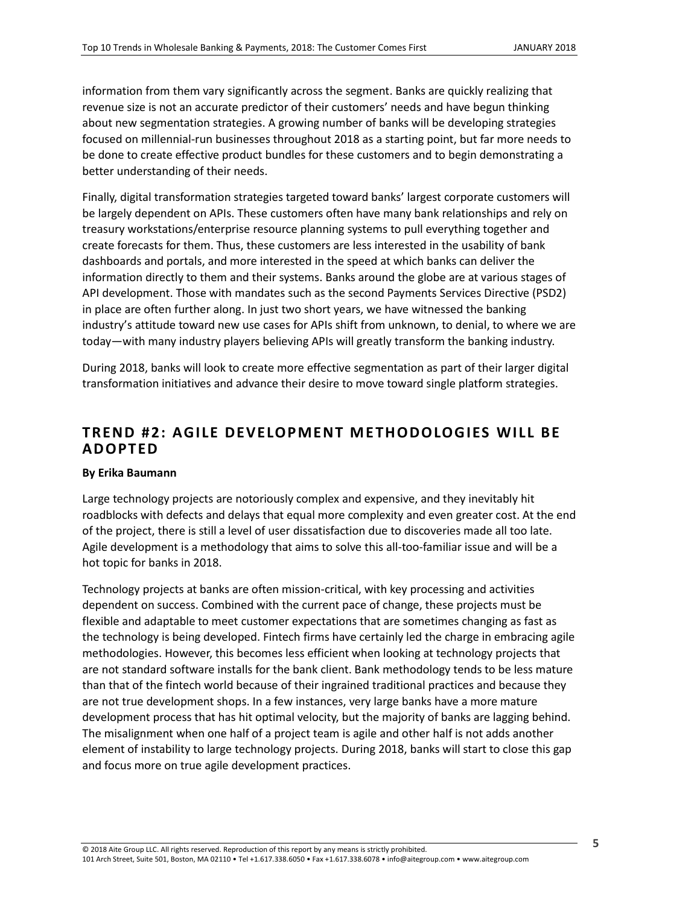information from them vary significantly across the segment. Banks are quickly realizing that revenue size is not an accurate predictor of their customers' needs and have begun thinking about new segmentation strategies. A growing number of banks will be developing strategies focused on millennial-run businesses throughout 2018 as a starting point, but far more needs to be done to create effective product bundles for these customers and to begin demonstrating a better understanding of their needs.

Finally, digital transformation strategies targeted toward banks' largest corporate customers will be largely dependent on APIs. These customers often have many bank relationships and rely on treasury workstations/enterprise resource planning systems to pull everything together and create forecasts for them. Thus, these customers are less interested in the usability of bank dashboards and portals, and more interested in the speed at which banks can deliver the information directly to them and their systems. Banks around the globe are at various stages of API development. Those with mandates such as the second Payments Services Directive (PSD2) in place are often further along. In just two short years, we have witnessed the banking industry's attitude toward new use cases for APIs shift from unknown, to denial, to where we are today—with many industry players believing APIs will greatly transform the banking industry.

During 2018, banks will look to create more effective segmentation as part of their larger digital transformation initiatives and advance their desire to move toward single platform strategies.

## TREND #2: AGILE DEVELOPMENT METHODOLOGIES WILL BE ADOPTED

**By Erika Baumann**

Large technology projects are notoriously complex and expensive, and they inevitably hit roadblocks with defects and delays that equal more complexity and even greater cost. At the end of the project, there is still a level of user dissatisfaction due to discoveries made all too late. Agile development is a methodology that aims to solve this all-too-familiar issue and will be a hot topic for banks in 2018.

Technology projects at banks are often mission-critical, with key processing and activities dependent on success. Combined with the current pace of change, these projects must be flexible and adaptable to meet customer expectations that are sometimes changing as fast as the technology is being developed. Fintech firms have certainly led the charge in embracing agile methodologies. However, this becomes less efficient when looking at technology projects that are not standard software installs for the bank client. Bank methodology tends to be less mature than that of the fintech world because of their ingrained traditional practices and because they are not true development shops. In a few instances, very large banks have a more mature development process that has hit optimal velocity, but the majority of banks are lagging behind. The misalignment when one half of a project team is agile and other half is not adds another element of instability to large technology projects. During 2018, banks will start to close this gap and focus more on true agile development practices.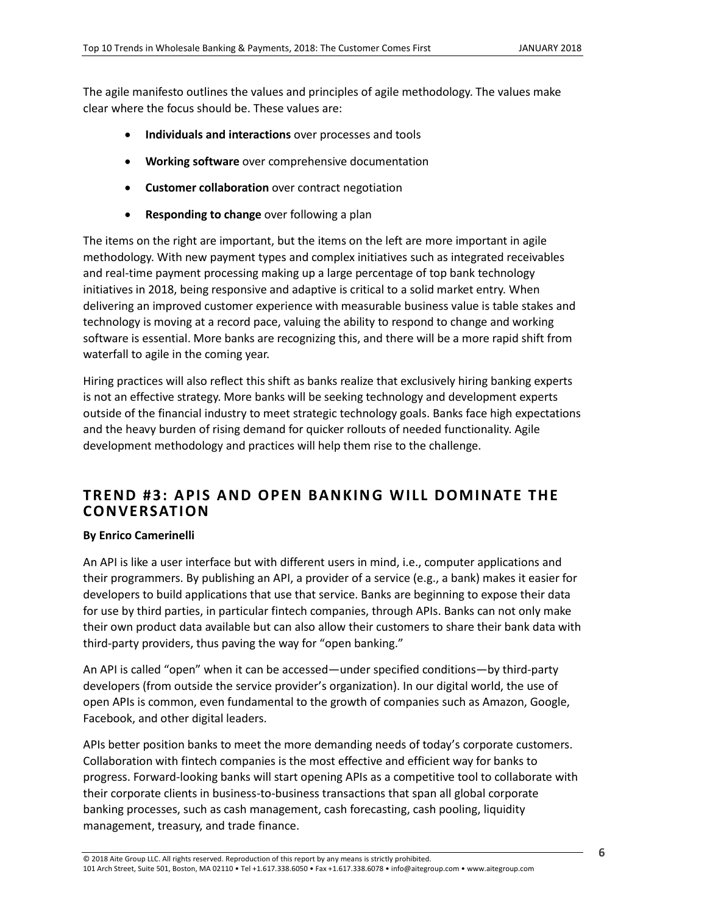The agile manifesto outlines the values and principles of agile methodology. The values make clear where the focus should be. These values are:

- **Individuals and interactions** over processes and tools
- **Working software** over comprehensive documentation
- **Customer collaboration** over contract negotiation
- **Responding to change** over following a plan

The items on the right are important, but the items on the left are more important in agile methodology. With new payment types and complex initiatives such as integrated receivables and real-time payment processing making up a large percentage of top bank technology initiatives in 2018, being responsive and adaptive is critical to a solid market entry. When delivering an improved customer experience with measurable business value is table stakes and technology is moving at a record pace, valuing the ability to respond to change and working software is essential. More banks are recognizing this, and there will be a more rapid shift from waterfall to agile in the coming year.

Hiring practices will also reflect this shift as banks realize that exclusively hiring banking experts is not an effective strategy. More banks will be seeking technology and development experts outside of the financial industry to meet strategic technology goals. Banks face high expectations and the heavy burden of rising demand for quicker rollouts of needed functionality. Agile development methodology and practices will help them rise to the challenge.

## TREND #3: APIS AND OPEN BANKING WILL DOMINATE THE CONVERSATION

**By Enrico Camerinelli**

An API is like a user interface but with different users in mind, i.e., computer applications and their programmers. By publishing an API, a provider of a service (e.g., a bank) makes it easier for developers to build applications that use that service. Banks are beginning to expose their data for use by third parties, in particular fintech companies, through APIs. Banks can not only make their own product data available but can also allow their customers to share their bank data with third-party providers, thus paving the way for "open banking."

An API is called "open" when it can be accessed—under specified conditions—by third-party developers (from outside the service provider's organization). In our digital world, the use of open APIs is common, even fundamental to the growth of companies such as Amazon, Google, Facebook, and other digital leaders.

APIs better position banks to meet the more demanding needs of today's corporate customers. Collaboration with fintech companies is the most effective and efficient way for banks to progress. Forward-looking banks will start opening APIs as a competitive tool to collaborate with their corporate clients in business-to-business transactions that span all global corporate banking processes, such as cash management, cash forecasting, cash pooling, liquidity management, treasury, and trade finance.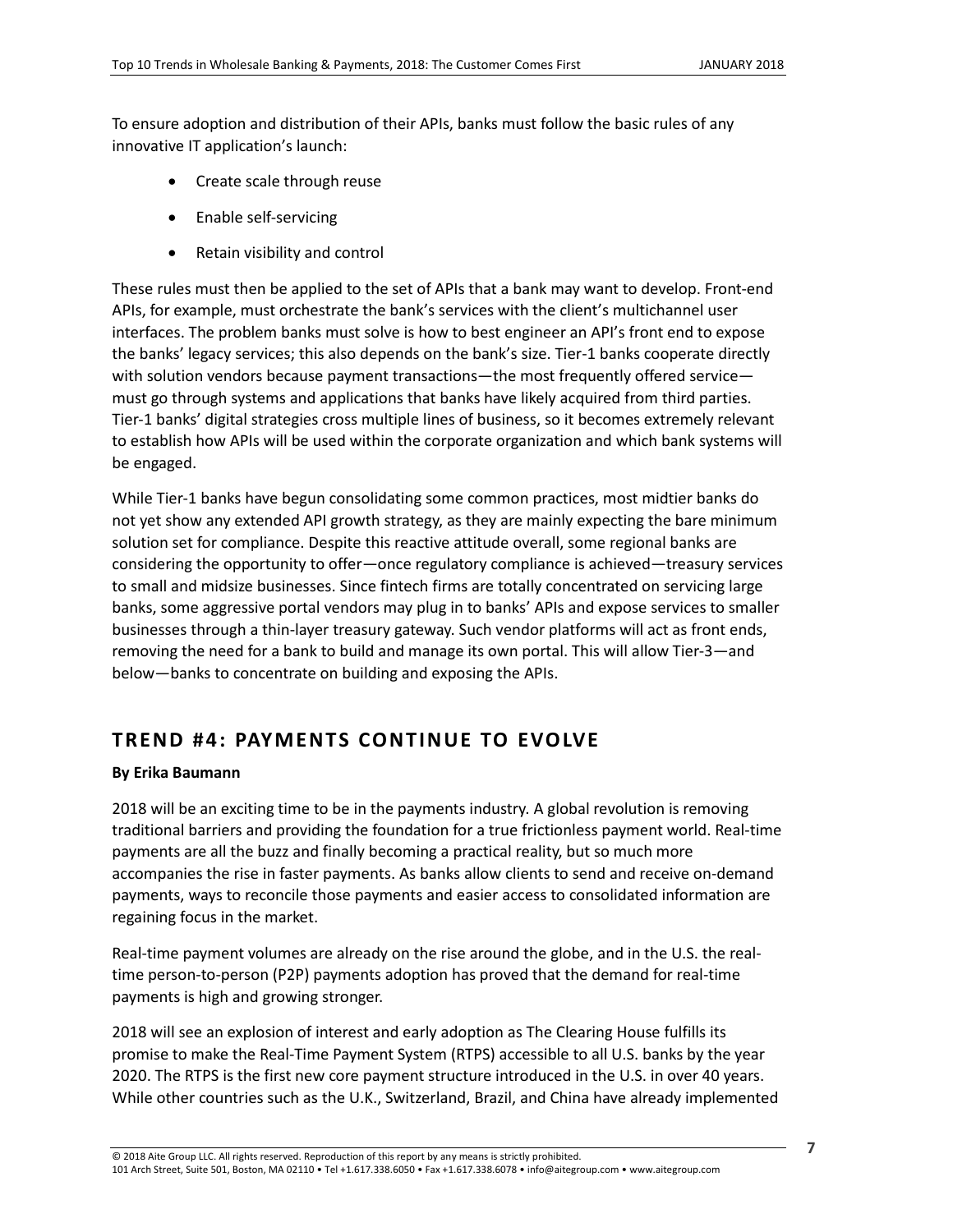To ensure adoption and distribution of their APIs, banks must follow the basic rules of any innovative IT application's launch:

- Create scale through reuse
- Enable self-servicing
- Retain visibility and control

These rules must then be applied to the set of APIs that a bank may want to develop. Front-end APIs, for example, must orchestrate the bank's services with the client's multichannel user interfaces. The problem banks must solve is how to best engineer an API's front end to expose the banks' legacy services; this also depends on the bank's size. Tier-1 banks cooperate directly with solution vendors because payment transactions—the most frequently offered service—must go through systems and applications that banks have likely acquired from third parties. Tier-1 banks' digital strategies cross multiple lines of business, so it becomes extremely relevant to establish how APIs will be used within the corporate organization and which bank systems will be engaged.

While Tier-1 banks have begun consolidating some common practices, most midtier banks do not yet show any extended API growth strategy, as they are mainly expecting the bare minimum solution set for compliance. Despite this reactive attitude overall, some regional banks are considering the opportunity to offer—once regulatory compliance is achieved—treasury services to small and midsize businesses. Since fintech firms are totally concentrated on servicing large banks, some aggressive portal vendors may plug in to banks' APIs and expose services to smaller businesses through a thin-layer treasury gateway. Such vendor platforms will act as front ends, removing the need for a bank to build and manage its own portal. This will allow Tier-3—and below—banks to concentrate on building and exposing the APIs.

## TREND #4: PAYMENTS CONTINUE TO EVOLVE

**By Erika Baumann**

2018 will be an exciting time to be in the payments industry. A global revolution is removing traditional barriers and providing the foundation for a true frictionless payment world. Real-time payments are all the buzz and finally becoming a practical reality, but so much more accompanies the rise in faster payments. As banks allow clients to send and receive on-demand payments, ways to reconcile those payments and easier access to consolidated information are regaining focus in the market.

Real-time payment volumes are already on the rise around the globe, and in the U.S. the real-time person-to-person (P2P) payments adoption has proved that the demand for real-time payments is high and growing stronger.

2018 will see an explosion of interest and early adoption as The Clearing House fulfills its promise to make the Real-Time Payment System (RTPS) accessible to all U.S. banks by the year 2020. The RTPS is the first new core payment structure introduced in the U.S. in over 40 years. While other countries such as the U.K., Switzerland, Brazil, and China have already implemented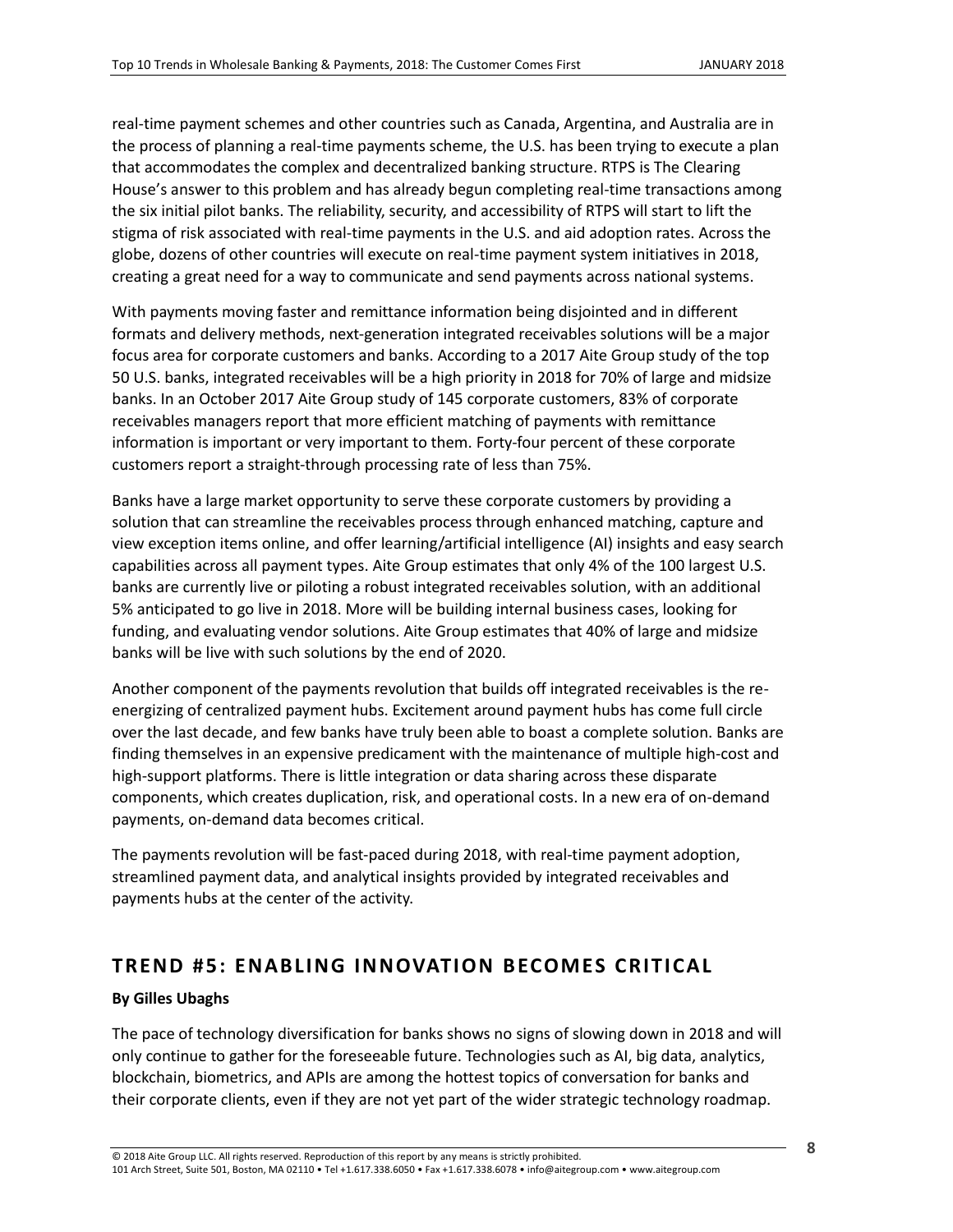real-time payment schemes and other countries such as Canada, Argentina, and Australia are in the process of planning a real-time payments scheme, the U.S. has been trying to execute a plan that accommodates the complex and decentralized banking structure. RTPS is The Clearing House's answer to this problem and has already begun completing real-time transactions among the six initial pilot banks. The reliability, security, and accessibility of RTPS will start to lift the stigma of risk associated with real-time payments in the U.S. and aid adoption rates. Across the globe, dozens of other countries will execute on real-time payment system initiatives in 2018, creating a great need for a way to communicate and send payments across national systems.

With payments moving faster and remittance information being disjointed and in different formats and delivery methods, next-generation integrated receivables solutions will be a major focus area for corporate customers and banks. According to a 2017 Aite Group study of the top 50 U.S. banks, integrated receivables will be a high priority in 2018 for 70% of large and midsize banks. In an October 2017 Aite Group study of 145 corporate customers, 83% of corporate receivables managers report that more efficient matching of payments with remittance information is important or very important to them. Forty-four percent of these corporate customers report a straight-through processing rate of less than 75%.

Banks have a large market opportunity to serve these corporate customers by providing a solution that can streamline the receivables process through enhanced matching, capture and view exception items online, and offer learning/artificial intelligence (AI) insights and easy search capabilities across all payment types. Aite Group estimates that only 4% of the 100 largest U.S. banks are currently live or piloting a robust integrated receivables solution, with an additional 5% anticipated to go live in 2018. More will be building internal business cases, looking for funding, and evaluating vendor solutions. Aite Group estimates that 40% of large and midsize banks will be live with such solutions by the end of 2020.

Another component of the payments revolution that builds off integrated receivables is the re-energizing of centralized payment hubs. Excitement around payment hubs has come full circle over the last decade, and few banks have truly been able to boast a complete solution. Banks are finding themselves in an expensive predicament with the maintenance of multiple high-cost and high-support platforms. There is little integration or data sharing across these disparate components, which creates duplication, risk, and operational costs. In a new era of on-demand payments, on-demand data becomes critical.

The payments revolution will be fast-paced during 2018, with real-time payment adoption, streamlined payment data, and analytical insights provided by integrated receivables and payments hubs at the center of the activity.

## TREND #5: ENABLING INNOVATION BECOMES CRITICAL

**By Gilles Ubaghs**

The pace of technology diversification for banks shows no signs of slowing down in 2018 and will only continue to gather for the foreseeable future. Technologies such as AI, big data, analytics, blockchain, biometrics, and APIs are among the hottest topics of conversation for banks and their corporate clients, even if they are not yet part of the wider strategic technology roadmap.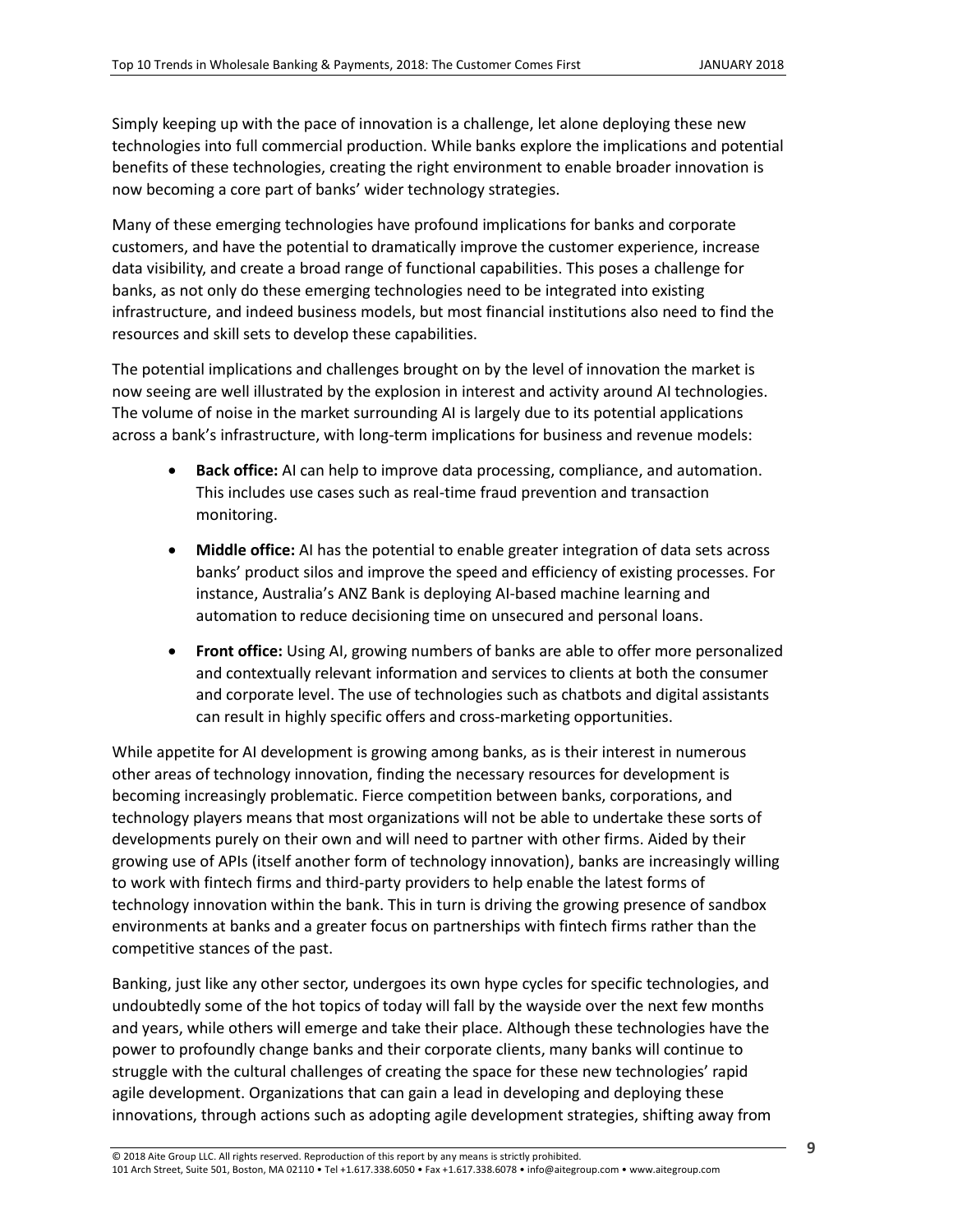Simply keeping up with the pace of innovation is a challenge, let alone deploying these new technologies into full commercial production. While banks explore the implications and potential benefits of these technologies, creating the right environment to enable broader innovation is now becoming a core part of banks' wider technology strategies.

Many of these emerging technologies have profound implications for banks and corporate customers, and have the potential to dramatically improve the customer experience, increase data visibility, and create a broad range of functional capabilities. This poses a challenge for banks, as not only do these emerging technologies need to be integrated into existing infrastructure, and indeed business models, but most financial institutions also need to find the resources and skill sets to develop these capabilities.

The potential implications and challenges brought on by the level of innovation the market is now seeing are well illustrated by the explosion in interest and activity around AI technologies. The volume of noise in the market surrounding AI is largely due to its potential applications across a bank's infrastructure, with long-term implications for business and revenue models:

- **Back office:** AI can help to improve data processing, compliance, and automation. This includes use cases such as real-time fraud prevention and transaction monitoring.
- **Middle office:** AI has the potential to enable greater integration of data sets across banks' product silos and improve the speed and efficiency of existing processes. For instance, Australia's ANZ Bank is deploying AI-based machine learning and automation to reduce decisioning time on unsecured and personal loans.
- **Front office:** Using AI, growing numbers of banks are able to offer more personalized and contextually relevant information and services to clients at both the consumer and corporate level. The use of technologies such as chatbots and digital assistants can result in highly specific offers and cross-marketing opportunities.

While appetite for AI development is growing among banks, as is their interest in numerous other areas of technology innovation, finding the necessary resources for development is becoming increasingly problematic. Fierce competition between banks, corporations, and technology players means that most organizations will not be able to undertake these sorts of developments purely on their own and will need to partner with other firms. Aided by their growing use of APIs (itself another form of technology innovation), banks are increasingly willing to work with fintech firms and third-party providers to help enable the latest forms of technology innovation within the bank. This in turn is driving the growing presence of sandbox environments at banks and a greater focus on partnerships with fintech firms rather than the competitive stances of the past.

Banking, just like any other sector, undergoes its own hype cycles for specific technologies, and undoubtedly some of the hot topics of today will fall by the wayside over the next few months and years, while others will emerge and take their place. Although these technologies have the power to profoundly change banks and their corporate clients, many banks will continue to struggle with the cultural challenges of creating the space for these new technologies' rapid agile development. Organizations that can gain a lead in developing and deploying these innovations, through actions such as adopting agile development strategies, shifting away from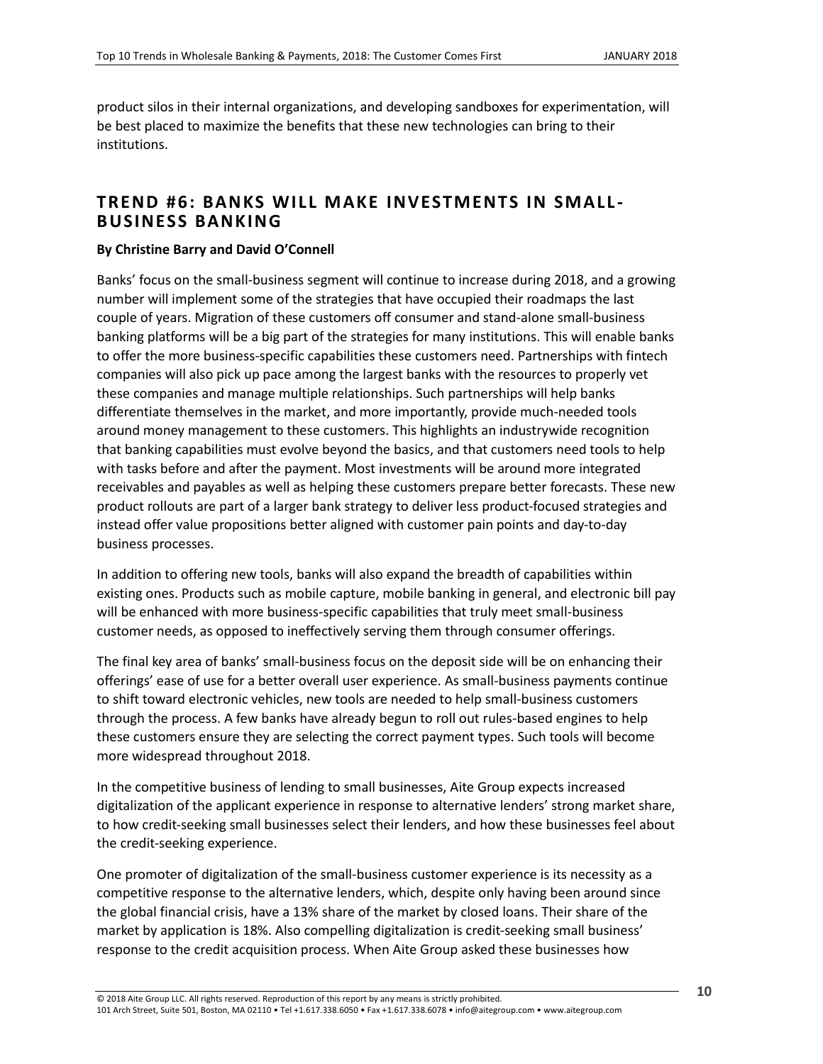product silos in their internal organizations, and developing sandboxes for experimentation, will be best placed to maximize the benefits that these new technologies can bring to their institutions.

## TREND #6: BANKS WILL MAKE INVESTMENTS IN SMALL-BUSINESS BANKING

**By Christine Barry and David O'Connell**

Banks' focus on the small-business segment will continue to increase during 2018, and a growing number will implement some of the strategies that have occupied their roadmaps the last couple of years. Migration of these customers off consumer and stand-alone small-business banking platforms will be a big part of the strategies for many institutions. This will enable banks to offer the more business-specific capabilities these customers need. Partnerships with fintech companies will also pick up pace among the largest banks with the resources to properly vet these companies and manage multiple relationships. Such partnerships will help banks differentiate themselves in the market, and more importantly, provide much-needed tools around money management to these customers. This highlights an industrywide recognition that banking capabilities must evolve beyond the basics, and that customers need tools to help with tasks before and after the payment. Most investments will be around more integrated receivables and payables as well as helping these customers prepare better forecasts. These new product rollouts are part of a larger bank strategy to deliver less product-focused strategies and instead offer value propositions better aligned with customer pain points and day-to-day business processes.

In addition to offering new tools, banks will also expand the breadth of capabilities within existing ones. Products such as mobile capture, mobile banking in general, and electronic bill pay will be enhanced with more business-specific capabilities that truly meet small-business customer needs, as opposed to ineffectively serving them through consumer offerings.

The final key area of banks' small-business focus on the deposit side will be on enhancing their offerings' ease of use for a better overall user experience. As small-business payments continue to shift toward electronic vehicles, new tools are needed to help small-business customers through the process. A few banks have already begun to roll out rules-based engines to help these customers ensure they are selecting the correct payment types. Such tools will become more widespread throughout 2018.

In the competitive business of lending to small businesses, Aite Group expects increased digitalization of the applicant experience in response to alternative lenders' strong market share, to how credit-seeking small businesses select their lenders, and how these businesses feel about the credit-seeking experience.

One promoter of digitalization of the small-business customer experience is its necessity as a competitive response to the alternative lenders, which, despite only having been around since the global financial crisis, have a 13% share of the market by closed loans. Their share of the market by application is 18%. Also compelling digitalization is credit-seeking small business' response to the credit acquisition process. When Aite Group asked these businesses how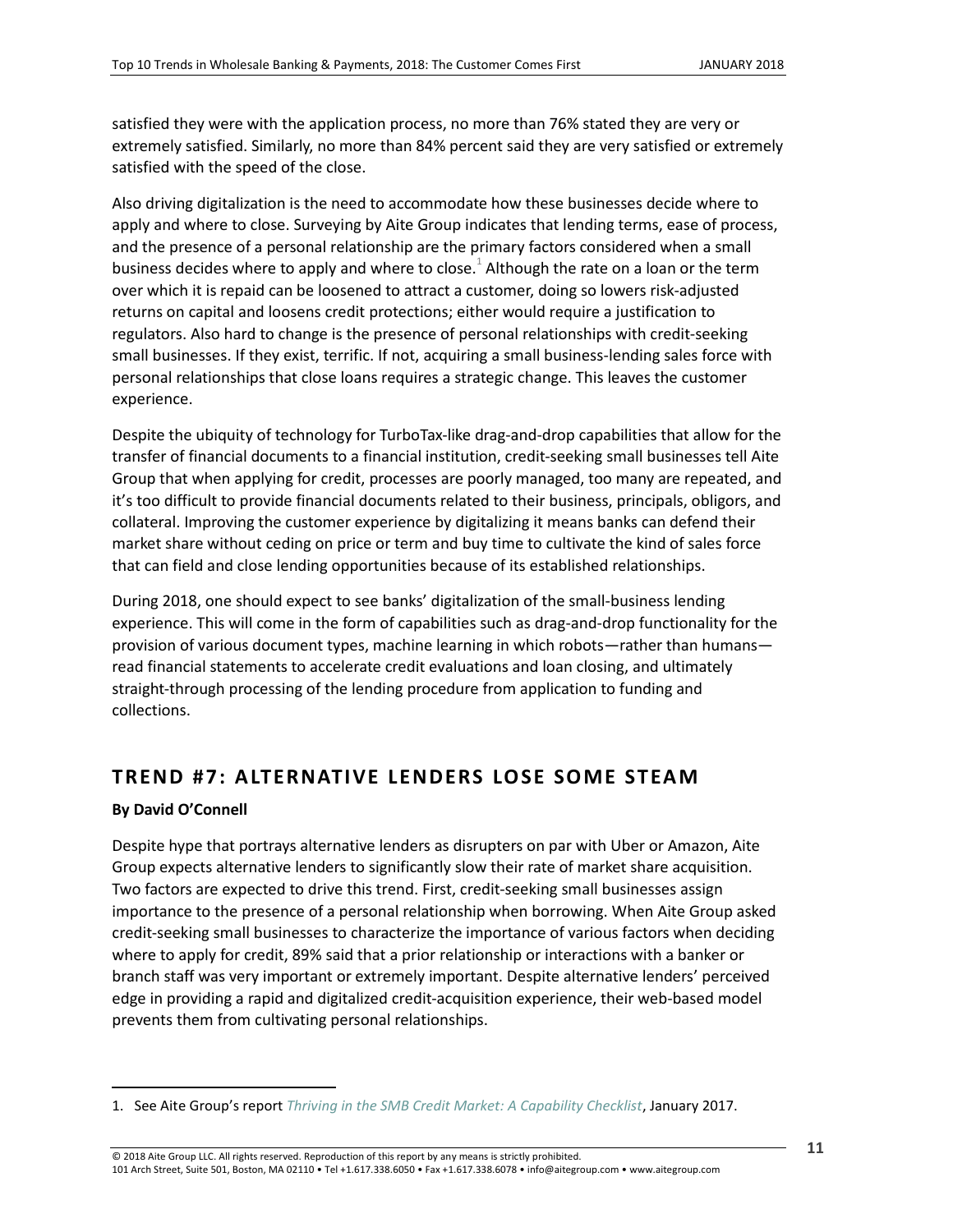satisfied they were with the application process, no more than 76% stated they are very or extremely satisfied. Similarly, no more than 84% percent said they are very satisfied or extremely satisfied with the speed of the close.

Also driving digitalization is the need to accommodate how these businesses decide where to apply and where to close. Surveying by Aite Group indicates that lending terms, ease of process, and the presence of a personal relationship are the primary factors considered when a small business decides where to apply and where to close.[1] Although the rate on a loan or the term over which it is repaid can be loosened to attract a customer, doing so lowers risk-adjusted returns on capital and loosens credit protections; either would require a justification to regulators. Also hard to change is the presence of personal relationships with credit-seeking small businesses. If they exist, terrific. If not, acquiring a small business-lending sales force with personal relationships that close loans requires a strategic change. This leaves the customer experience.

Despite the ubiquity of technology for TurboTax-like drag-and-drop capabilities that allow for the transfer of financial documents to a financial institution, credit-seeking small businesses tell Aite Group that when applying for credit, processes are poorly managed, too many are repeated, and it's too difficult to provide financial documents related to their business, principals, obligors, and collateral. Improving the customer experience by digitalizing it means banks can defend their market share without ceding on price or term and buy time to cultivate the kind of sales force that can field and close lending opportunities because of its established relationships.

During 2018, one should expect to see banks' digitalization of the small-business lending experience. This will come in the form of capabilities such as drag-and-drop functionality for the provision of various document types, machine learning in which robots—rather than humans—read financial statements to accelerate credit evaluations and loan closing, and ultimately straight-through processing of the lending procedure from application to funding and collections.

## TREND #7: ALTERNATIVE LENDERS LOSE SOME STEAM

**By David O'Connell**

Despite hype that portrays alternative lenders as disrupters on par with Uber or Amazon, Aite Group expects alternative lenders to significantly slow their rate of market share acquisition. Two factors are expected to drive this trend. First, credit-seeking small businesses assign importance to the presence of a personal relationship when borrowing. When Aite Group asked credit-seeking small businesses to characterize the importance of various factors when deciding where to apply for credit, 89% said that a prior relationship or interactions with a banker or branch staff was very important or extremely important. Despite alternative lenders' perceived edge in providing a rapid and digitalized credit-acquisition experience, their web-based model prevents them from cultivating personal relationships.

1. See Aite Group's report *Thriving in the SMB Credit Market: A Capability Checklist*, January 2017.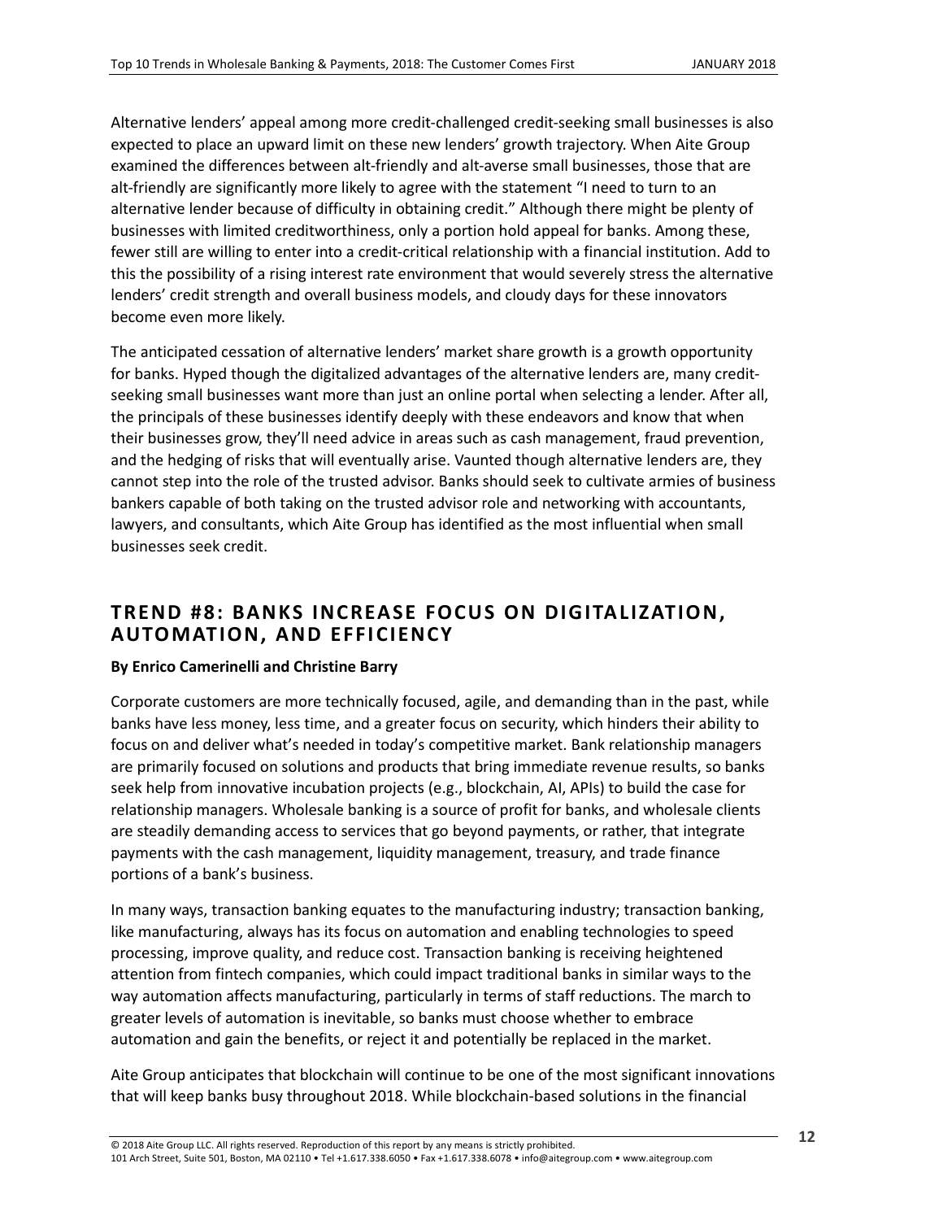Alternative lenders' appeal among more credit-challenged credit-seeking small businesses is also expected to place an upward limit on these new lenders' growth trajectory. When Aite Group examined the differences between alt-friendly and alt-averse small businesses, those that are alt-friendly are significantly more likely to agree with the statement "I need to turn to an alternative lender because of difficulty in obtaining credit." Although there might be plenty of businesses with limited creditworthiness, only a portion hold appeal for banks. Among these, fewer still are willing to enter into a credit-critical relationship with a financial institution. Add to this the possibility of a rising interest rate environment that would severely stress the alternative lenders' credit strength and overall business models, and cloudy days for these innovators become even more likely.

The anticipated cessation of alternative lenders' market share growth is a growth opportunity for banks. Hyped though the digitalized advantages of the alternative lenders are, many credit-seeking small businesses want more than just an online portal when selecting a lender. After all, the principals of these businesses identify deeply with these endeavors and know that when their businesses grow, they'll need advice in areas such as cash management, fraud prevention, and the hedging of risks that will eventually arise. Vaunted though alternative lenders are, they cannot step into the role of the trusted advisor. Banks should seek to cultivate armies of business bankers capable of both taking on the trusted advisor role and networking with accountants, lawyers, and consultants, which Aite Group has identified as the most influential when small businesses seek credit.

## TREND #8: BANKS INCREASE FOCUS ON DIGITALIZATION, AUTOMATION, AND EFFICIENCY

**By Enrico Camerinelli and Christine Barry**

Corporate customers are more technically focused, agile, and demanding than in the past, while banks have less money, less time, and a greater focus on security, which hinders their ability to focus on and deliver what's needed in today's competitive market. Bank relationship managers are primarily focused on solutions and products that bring immediate revenue results, so banks seek help from innovative incubation projects (e.g., blockchain, AI, APIs) to build the case for relationship managers. Wholesale banking is a source of profit for banks, and wholesale clients are steadily demanding access to services that go beyond payments, or rather, that integrate payments with the cash management, liquidity management, treasury, and trade finance portions of a bank's business.

In many ways, transaction banking equates to the manufacturing industry; transaction banking, like manufacturing, always has its focus on automation and enabling technologies to speed processing, improve quality, and reduce cost. Transaction banking is receiving heightened attention from fintech companies, which could impact traditional banks in similar ways to the way automation affects manufacturing, particularly in terms of staff reductions. The march to greater levels of automation is inevitable, so banks must choose whether to embrace automation and gain the benefits, or reject it and potentially be replaced in the market.

Aite Group anticipates that blockchain will continue to be one of the most significant innovations that will keep banks busy throughout 2018. While blockchain-based solutions in the financial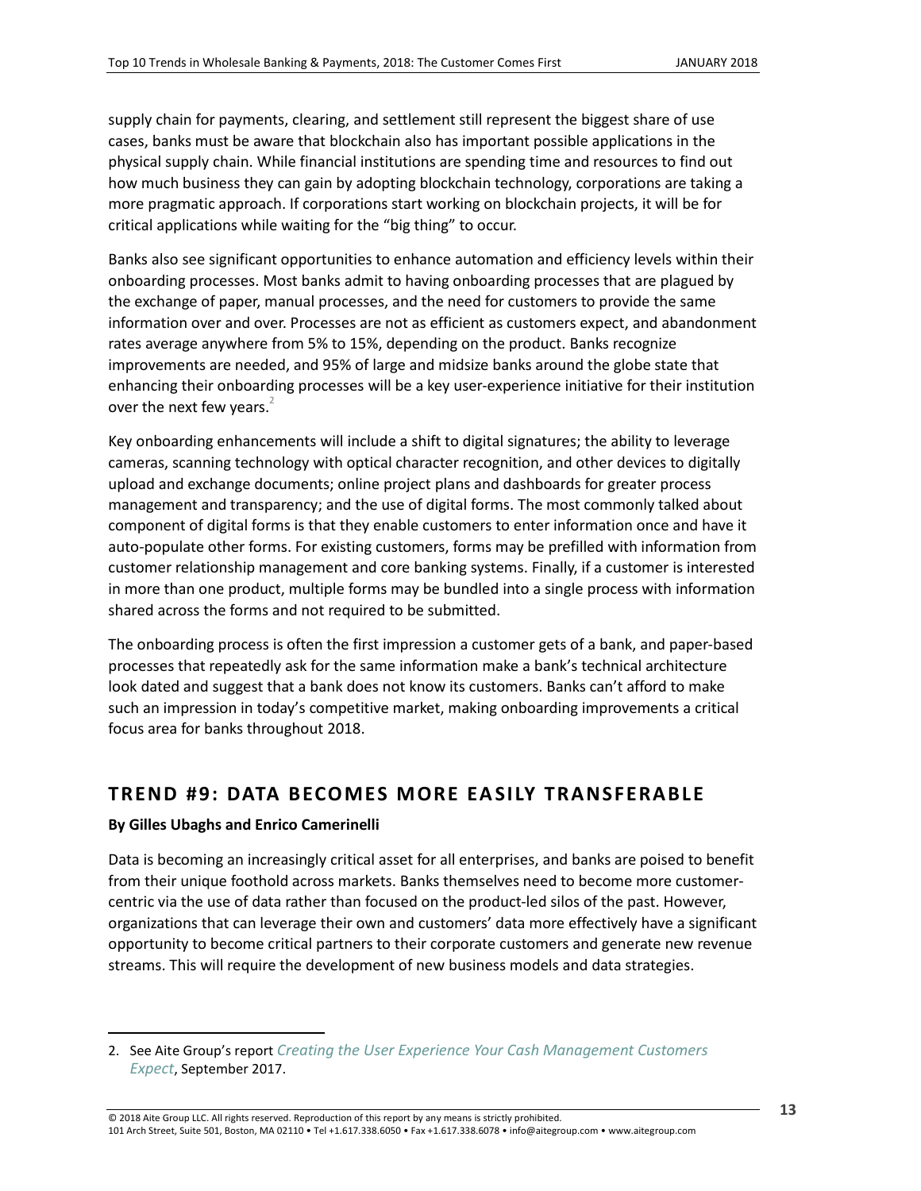supply chain for payments, clearing, and settlement still represent the biggest share of use cases, banks must be aware that blockchain also has important possible applications in the physical supply chain. While financial institutions are spending time and resources to find out how much business they can gain by adopting blockchain technology, corporations are taking a more pragmatic approach. If corporations start working on blockchain projects, it will be for critical applications while waiting for the "big thing" to occur.

Banks also see significant opportunities to enhance automation and efficiency levels within their onboarding processes. Most banks admit to having onboarding processes that are plagued by the exchange of paper, manual processes, and the need for customers to provide the same information over and over. Processes are not as efficient as customers expect, and abandonment rates average anywhere from 5% to 15%, depending on the product. Banks recognize improvements are needed, and 95% of large and midsize banks around the globe state that enhancing their onboarding processes will be a key user-experience initiative for their institution over the next few years.[2]

Key onboarding enhancements will include a shift to digital signatures; the ability to leverage cameras, scanning technology with optical character recognition, and other devices to digitally upload and exchange documents; online project plans and dashboards for greater process management and transparency; and the use of digital forms. The most commonly talked about component of digital forms is that they enable customers to enter information once and have it auto-populate other forms. For existing customers, forms may be prefilled with information from customer relationship management and core banking systems. Finally, if a customer is interested in more than one product, multiple forms may be bundled into a single process with information shared across the forms and not required to be submitted.

The onboarding process is often the first impression a customer gets of a bank, and paper-based processes that repeatedly ask for the same information make a bank's technical architecture look dated and suggest that a bank does not know its customers. Banks can't afford to make such an impression in today's competitive market, making onboarding improvements a critical focus area for banks throughout 2018.

## TREND #9: DATA BECOMES MORE EASILY TRANSFERABLE

**By Gilles Ubaghs and Enrico Camerinelli**

Data is becoming an increasingly critical asset for all enterprises, and banks are poised to benefit from their unique foothold across markets. Banks themselves need to become more customer-centric via the use of data rather than focused on the product-led silos of the past. However, organizations that can leverage their own and customers' data more effectively have a significant opportunity to become critical partners to their corporate customers and generate new revenue streams. This will require the development of new business models and data strategies.

---

2. See Aite Group's report *Creating the User Experience Your Cash Management Customers Expect*, September 2017.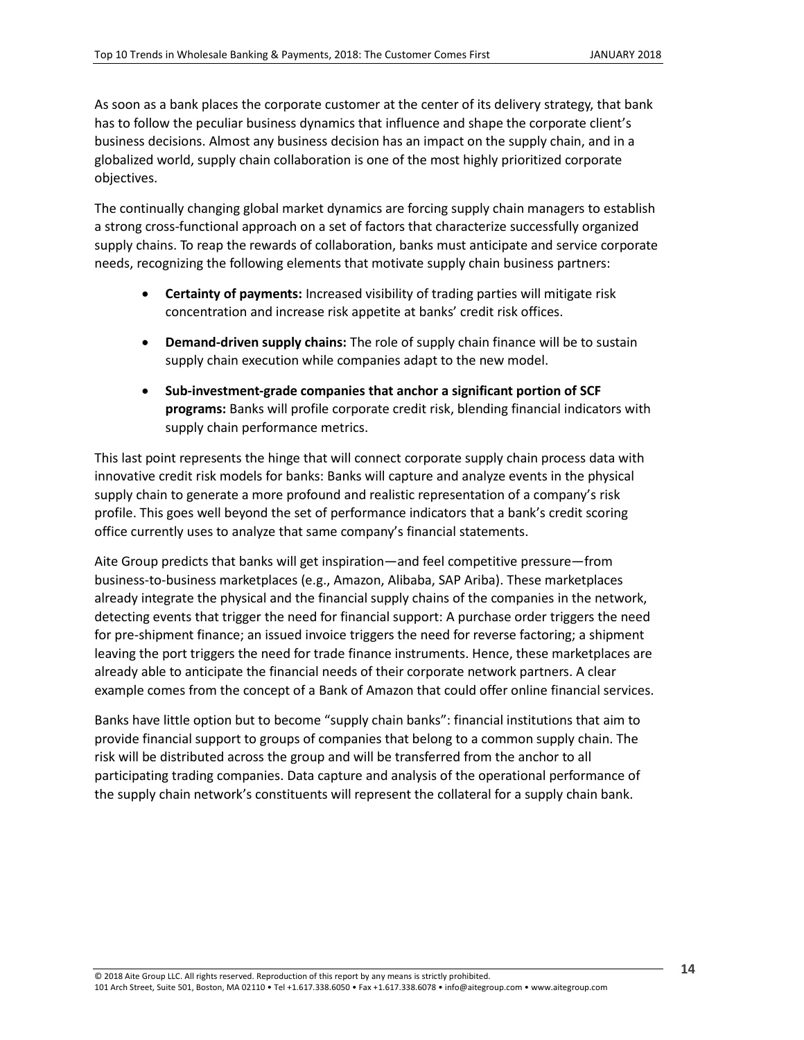As soon as a bank places the corporate customer at the center of its delivery strategy, that bank has to follow the peculiar business dynamics that influence and shape the corporate client's business decisions. Almost any business decision has an impact on the supply chain, and in a globalized world, supply chain collaboration is one of the most highly prioritized corporate objectives.

The continually changing global market dynamics are forcing supply chain managers to establish a strong cross-functional approach on a set of factors that characterize successfully organized supply chains. To reap the rewards of collaboration, banks must anticipate and service corporate needs, recognizing the following elements that motivate supply chain business partners:

- **Certainty of payments:** Increased visibility of trading parties will mitigate risk concentration and increase risk appetite at banks' credit risk offices.
- **Demand-driven supply chains:** The role of supply chain finance will be to sustain supply chain execution while companies adapt to the new model.
- **Sub-investment-grade companies that anchor a significant portion of SCF programs:** Banks will profile corporate credit risk, blending financial indicators with supply chain performance metrics.

This last point represents the hinge that will connect corporate supply chain process data with innovative credit risk models for banks: Banks will capture and analyze events in the physical supply chain to generate a more profound and realistic representation of a company's risk profile. This goes well beyond the set of performance indicators that a bank's credit scoring office currently uses to analyze that same company's financial statements.

Aite Group predicts that banks will get inspiration—and feel competitive pressure—from business-to-business marketplaces (e.g., Amazon, Alibaba, SAP Ariba). These marketplaces already integrate the physical and the financial supply chains of the companies in the network, detecting events that trigger the need for financial support: A purchase order triggers the need for pre-shipment finance; an issued invoice triggers the need for reverse factoring; a shipment leaving the port triggers the need for trade finance instruments. Hence, these marketplaces are already able to anticipate the financial needs of their corporate network partners. A clear example comes from the concept of a Bank of Amazon that could offer online financial services.

Banks have little option but to become "supply chain banks": financial institutions that aim to provide financial support to groups of companies that belong to a common supply chain. The risk will be distributed across the group and will be transferred from the anchor to all participating trading companies. Data capture and analysis of the operational performance of the supply chain network's constituents will represent the collateral for a supply chain bank.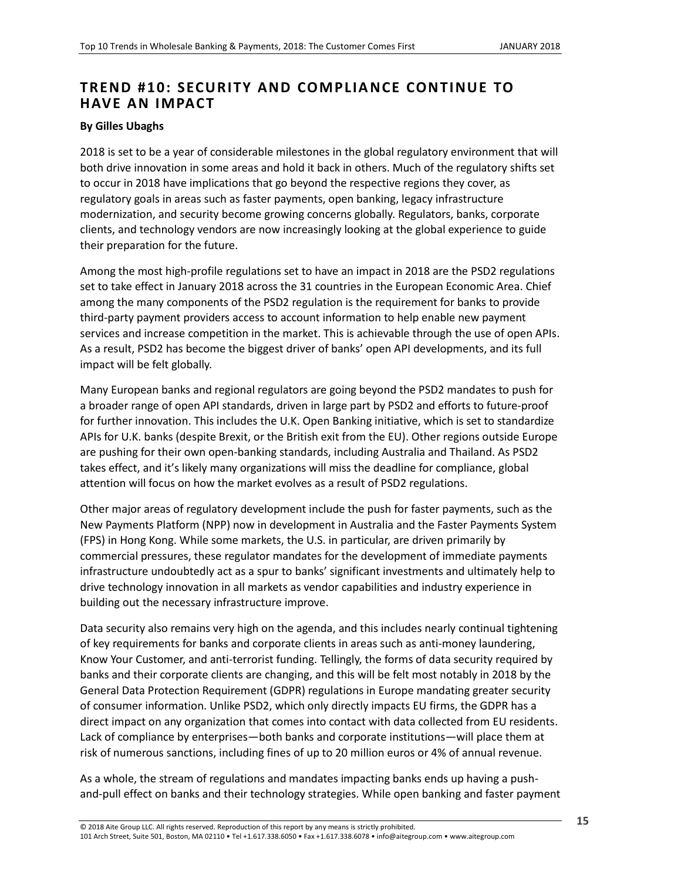## TREND #10: SECURITY AND COMPLIANCE CONTINUE TO HAVE AN IMPACT

**By Gilles Ubaghs**

2018 is set to be a year of considerable milestones in the global regulatory environment that will both drive innovation in some areas and hold it back in others. Much of the regulatory shifts set to occur in 2018 have implications that go beyond the respective regions they cover, as regulatory goals in areas such as faster payments, open banking, legacy infrastructure modernization, and security become growing concerns globally. Regulators, banks, corporate clients, and technology vendors are now increasingly looking at the global experience to guide their preparation for the future.

Among the most high-profile regulations set to have an impact in 2018 are the PSD2 regulations set to take effect in January 2018 across the 31 countries in the European Economic Area. Chief among the many components of the PSD2 regulation is the requirement for banks to provide third-party payment providers access to account information to help enable new payment services and increase competition in the market. This is achievable through the use of open APIs. As a result, PSD2 has become the biggest driver of banks' open API developments, and its full impact will be felt globally.

Many European banks and regional regulators are going beyond the PSD2 mandates to push for a broader range of open API standards, driven in large part by PSD2 and efforts to future-proof for further innovation. This includes the U.K. Open Banking initiative, which is set to standardize APIs for U.K. banks (despite Brexit, or the British exit from the EU). Other regions outside Europe are pushing for their own open-banking standards, including Australia and Thailand. As PSD2 takes effect, and it's likely many organizations will miss the deadline for compliance, global attention will focus on how the market evolves as a result of PSD2 regulations.

Other major areas of regulatory development include the push for faster payments, such as the New Payments Platform (NPP) now in development in Australia and the Faster Payments System (FPS) in Hong Kong. While some markets, the U.S. in particular, are driven primarily by commercial pressures, these regulator mandates for the development of immediate payments infrastructure undoubtedly act as a spur to banks' significant investments and ultimately help to drive technology innovation in all markets as vendor capabilities and industry experience in building out the necessary infrastructure improve.

Data security also remains very high on the agenda, and this includes nearly continual tightening of key requirements for banks and corporate clients in areas such as anti-money laundering, Know Your Customer, and anti-terrorist funding. Tellingly, the forms of data security required by banks and their corporate clients are changing, and this will be felt most notably in 2018 by the General Data Protection Requirement (GDPR) regulations in Europe mandating greater security of consumer information. Unlike PSD2, which only directly impacts EU firms, the GDPR has a direct impact on any organization that comes into contact with data collected from EU residents. Lack of compliance by enterprises—both banks and corporate institutions—will place them at risk of numerous sanctions, including fines of up to 20 million euros or 4% of annual revenue.

As a whole, the stream of regulations and mandates impacting banks ends up having a push-and-pull effect on banks and their technology strategies. While open banking and faster payment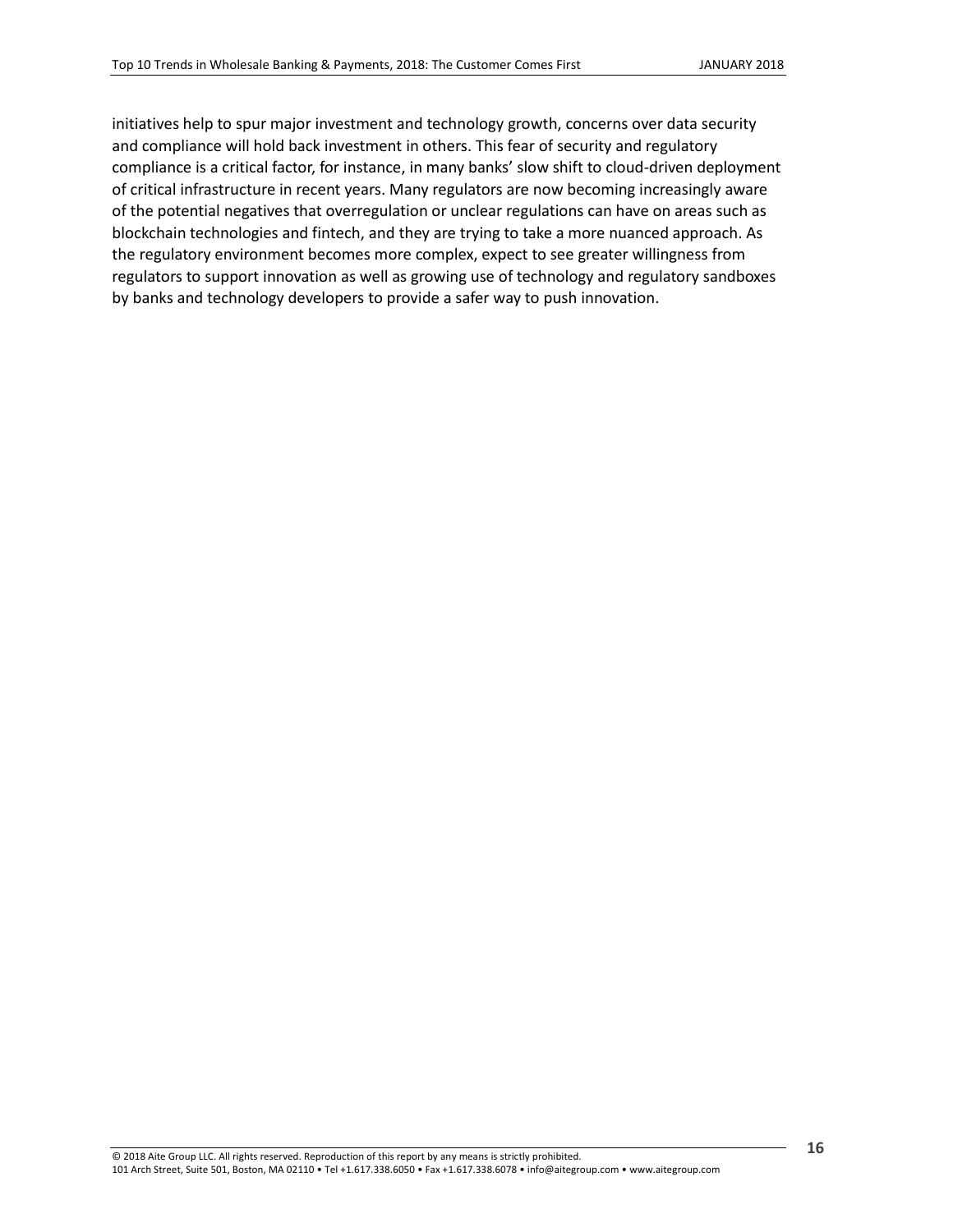initiatives help to spur major investment and technology growth, concerns over data security and compliance will hold back investment in others. This fear of security and regulatory compliance is a critical factor, for instance, in many banks' slow shift to cloud-driven deployment of critical infrastructure in recent years. Many regulators are now becoming increasingly aware of the potential negatives that overregulation or unclear regulations can have on areas such as blockchain technologies and fintech, and they are trying to take a more nuanced approach. As the regulatory environment becomes more complex, expect to see greater willingness from regulators to support innovation as well as growing use of technology and regulatory sandboxes by banks and technology developers to provide a safer way to push innovation.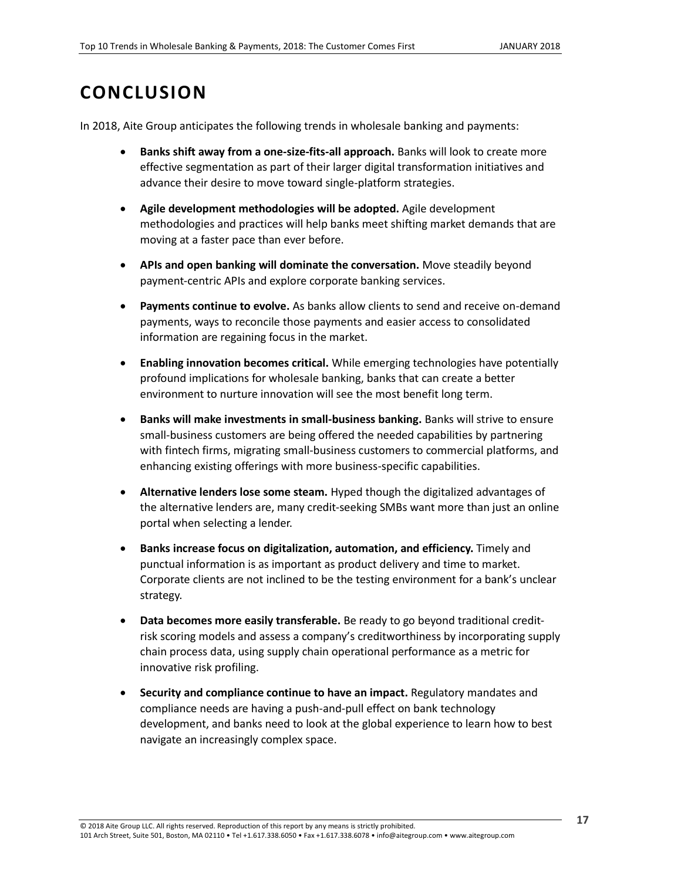# CONCLUSION

In 2018, Aite Group anticipates the following trends in wholesale banking and payments:

- **Banks shift away from a one-size-fits-all approach.** Banks will look to create more effective segmentation as part of their larger digital transformation initiatives and advance their desire to move toward single-platform strategies.
- **Agile development methodologies will be adopted.** Agile development methodologies and practices will help banks meet shifting market demands that are moving at a faster pace than ever before.
- **APIs and open banking will dominate the conversation.** Move steadily beyond payment-centric APIs and explore corporate banking services.
- **Payments continue to evolve.** As banks allow clients to send and receive on-demand payments, ways to reconcile those payments and easier access to consolidated information are regaining focus in the market.
- **Enabling innovation becomes critical.** While emerging technologies have potentially profound implications for wholesale banking, banks that can create a better environment to nurture innovation will see the most benefit long term.
- **Banks will make investments in small-business banking.** Banks will strive to ensure small-business customers are being offered the needed capabilities by partnering with fintech firms, migrating small-business customers to commercial platforms, and enhancing existing offerings with more business-specific capabilities.
- **Alternative lenders lose some steam.** Hyped though the digitalized advantages of the alternative lenders are, many credit-seeking SMBs want more than just an online portal when selecting a lender.
- **Banks increase focus on digitalization, automation, and efficiency.** Timely and punctual information is as important as product delivery and time to market. Corporate clients are not inclined to be the testing environment for a bank's unclear strategy.
- **Data becomes more easily transferable.** Be ready to go beyond traditional credit-risk scoring models and assess a company's creditworthiness by incorporating supply chain process data, using supply chain operational performance as a metric for innovative risk profiling.
- **Security and compliance continue to have an impact.** Regulatory mandates and compliance needs are having a push-and-pull effect on bank technology development, and banks need to look at the global experience to learn how to best navigate an increasingly complex space.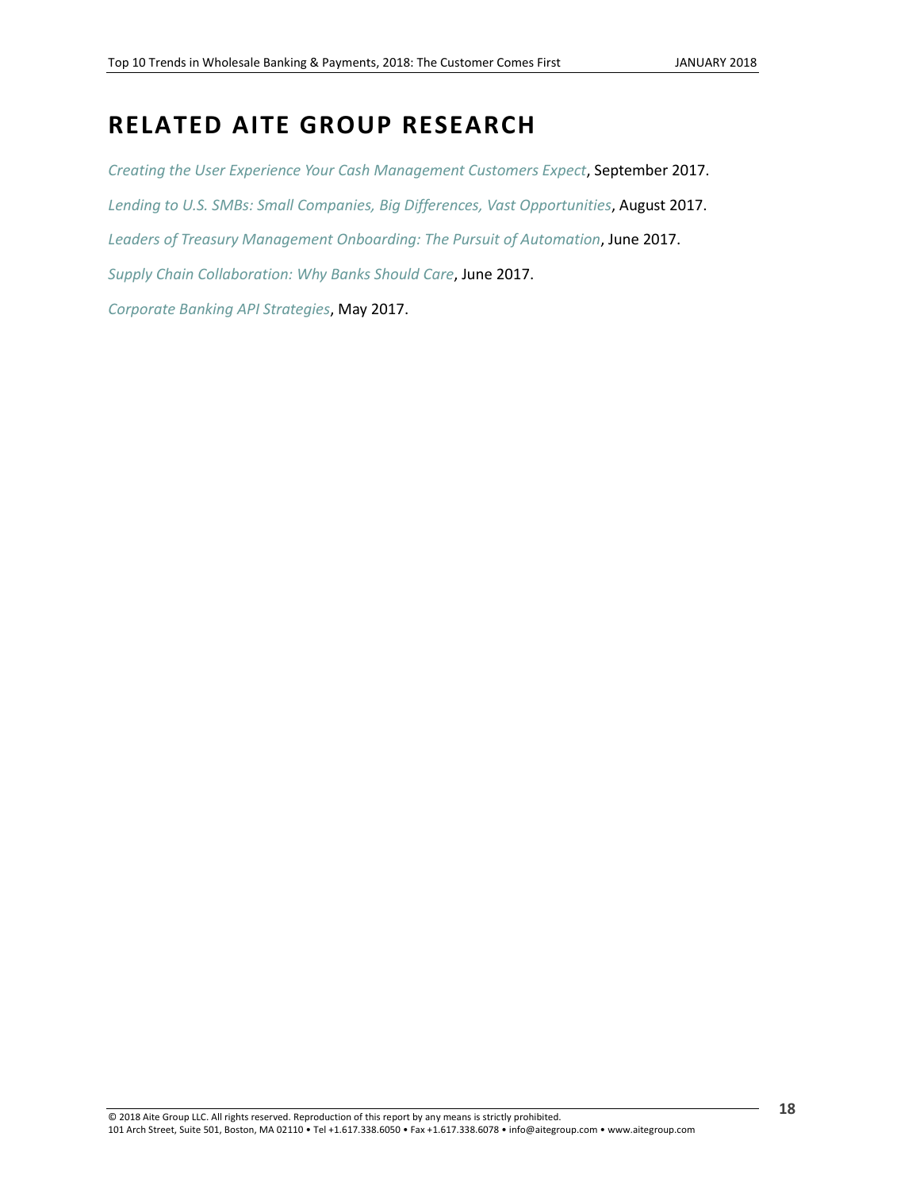# RELATED AITE GROUP RESEARCH

*Creating the User Experience Your Cash Management Customers Expect*, September 2017.

*Lending to U.S. SMBs: Small Companies, Big Differences, Vast Opportunities*, August 2017.

*Leaders of Treasury Management Onboarding: The Pursuit of Automation*, June 2017.

*Supply Chain Collaboration: Why Banks Should Care*, June 2017.

*Corporate Banking API Strategies*, May 2017.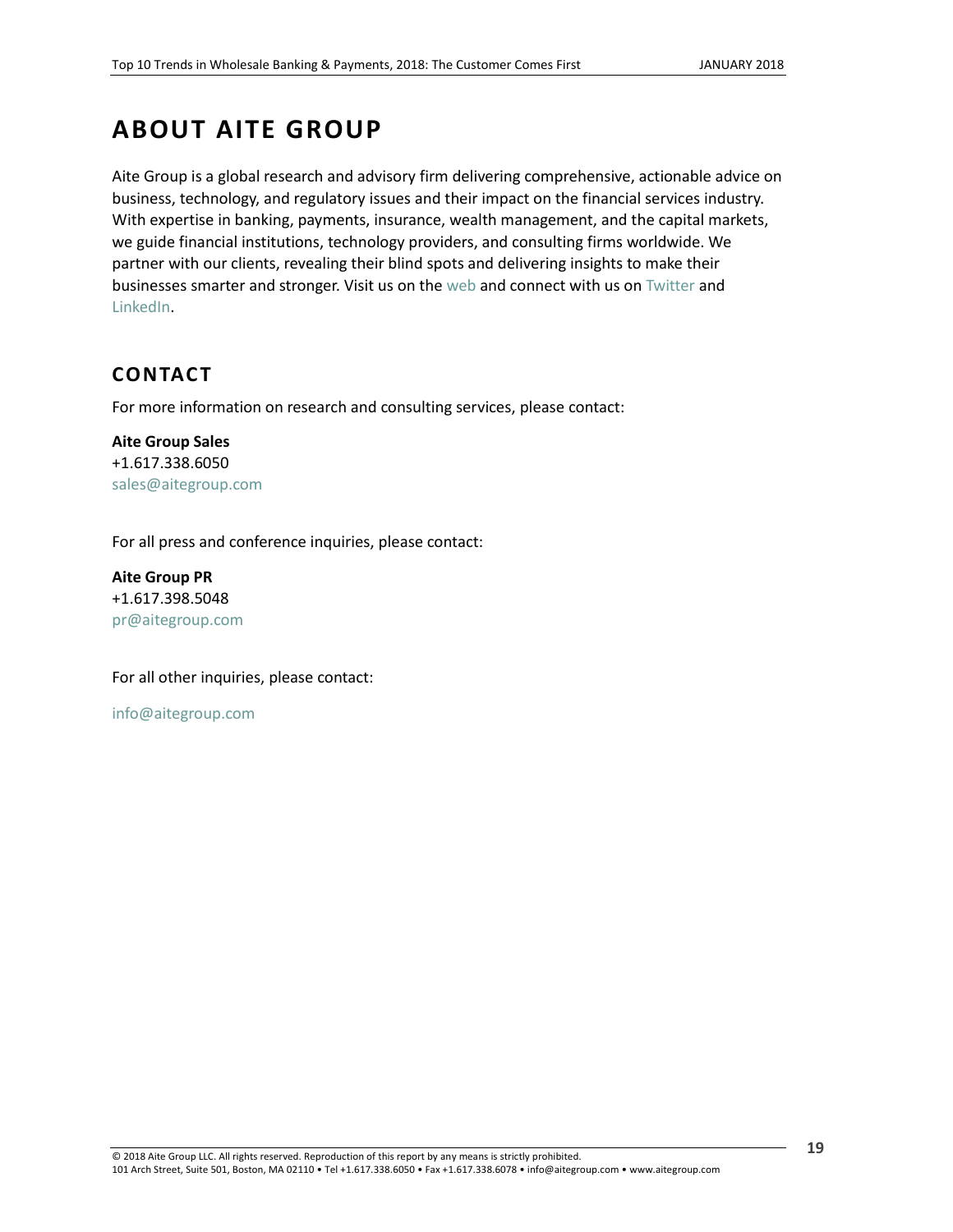# ABOUT AITE GROUP

Aite Group is a global research and advisory firm delivering comprehensive, actionable advice on business, technology, and regulatory issues and their impact on the financial services industry. With expertise in banking, payments, insurance, wealth management, and the capital markets, we guide financial institutions, technology providers, and consulting firms worldwide. We partner with our clients, revealing their blind spots and delivering insights to make their businesses smarter and stronger. Visit us on the web and connect with us on Twitter and LinkedIn.

## CONTACT

For more information on research and consulting services, please contact:

**Aite Group Sales**
+1.617.338.6050
sales@aitegroup.com

For all press and conference inquiries, please contact:

**Aite Group PR**
+1.617.398.5048
pr@aitegroup.com

For all other inquiries, please contact:

info@aitegroup.com